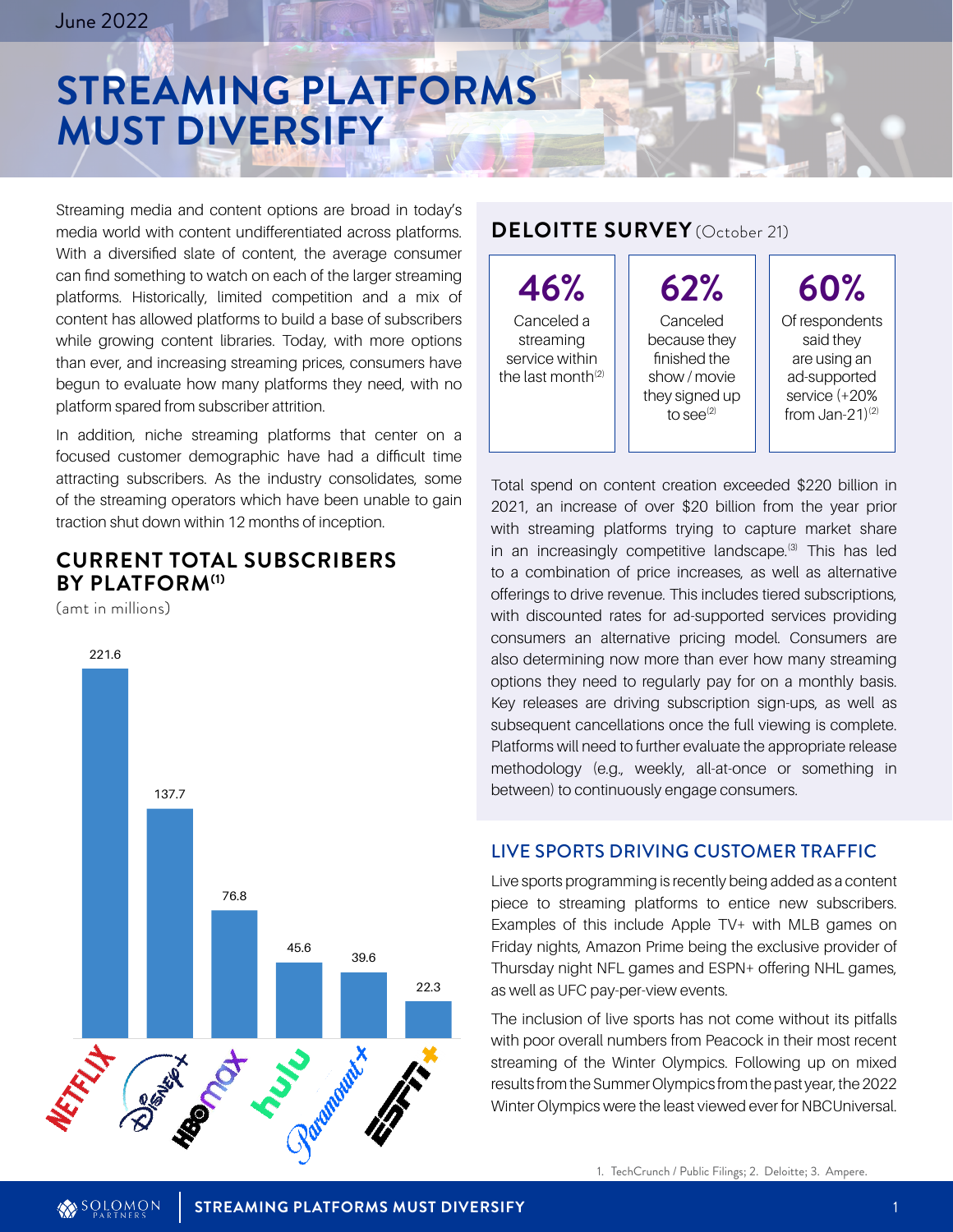June 2022

# STREAMING PLATFORMS MUST DIVERSIFY

Streaming media and content options are broad in today's media world with content undifferentiated across platforms. With a diversified slate of content, the average consumer can find something to watch on each of the larger streaming platforms. Historically, limited competition and a mix of content has allowed platforms to build a base of subscribers while growing content libraries. Today, with more options than ever, and increasing streaming prices, consumers have begun to evaluate how many platforms they need, with no platform spared from subscriber attrition.

In addition, niche streaming platforms that center on a focused customer demographic have had a difficult time attracting subscribers. As the industry consolidates, some of the streaming operators which have been unable to gain traction shut down within 12 months of inception.

## CURRENT TOTAL SUBSCRIBERS BY PLATFORM[1]

(amt in millions)

| Platform | Subscribers |
|---|---|
| Netflix | 221.6 |
| Disney+ | 137.7 |
| HBO Max | 76.8 |
| Hulu | 45.6 |
| Paramount+ | 39.6 |
| ESPN+ | 22.3 |

## DEELOITTE SURVEY (October 21)

**46%** Canceled a streaming service within the last month[2]

**62%** Canceled because they finished the show / movie they signed up to see[2]

**60%** Of respondents said they are using an ad-supported service (+20% from Jan-21)[2]

Total spend on content creation exceeded $220 billion in 2021, an increase of over $20 billion from the year prior with streaming platforms trying to capture market share in an increasingly competitive landscape.[3] This has led to a combination of price increases, as well as alternative offerings to drive revenue. This includes tiered subscriptions, with discounted rates for ad-supported services providing consumers an alternative pricing model. Consumers are also determining now more than ever how many streaming options they need to regularly pay for on a monthly basis. Key releases are driving subscription sign-ups, as well as subsequent cancellations once the full viewing is complete. Platforms will need to further evaluate the appropriate release methodology (e.g., weekly, all-at-once or something in between) to continuously engage consumers.

## LIVE SPORTS DRIVING CUSTOMER TRAFFIC

Live sports programming is recently being added as a content piece to streaming platforms to entice new subscribers. Examples of this include Apple TV+ with MLB games on Friday nights, Amazon Prime being the exclusive provider of Thursday night NFL games and ESPN+ offering NHL games, as well as UFC pay-per-view events.

The inclusion of live sports has not come without its pitfalls with poor overall numbers from Peacock in their most recent streaming of the Winter Olympics. Following up on mixed results from the Summer Olympics from the past year, the 2022 Winter Olympics were the least viewed ever for NBCUniversal.

1. TechCrunch / Public Filings; 2. Deloitte; 3. Ampere.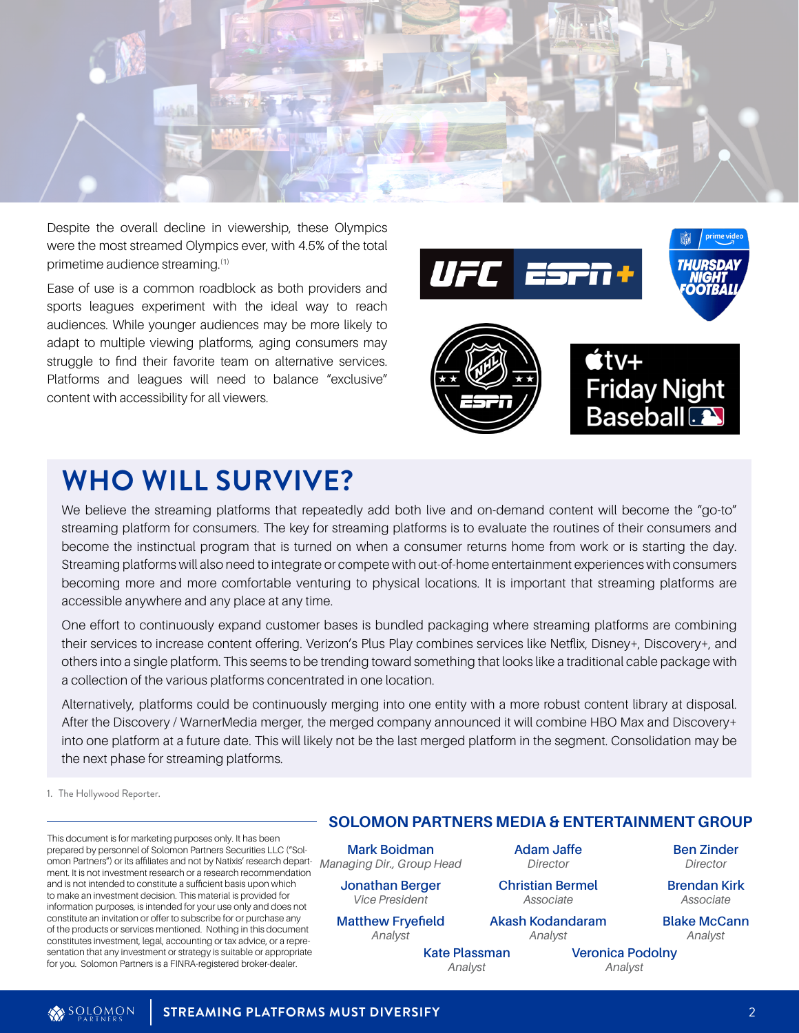Despite the overall decline in viewership, these Olympics were the most streamed Olympics ever, with 4.5% of the total primetime audience streaming.[1]

Ease of use is a common roadblock as both providers and sports leagues experiment with the ideal way to reach audiences. While younger audiences may be more likely to adapt to multiple viewing platforms, aging consumers may struggle to find their favorite team on alternative services. Platforms and leagues will need to balance "exclusive" content with accessibility for all viewers.

## WHO WILL SURVIVE?

We believe the streaming platforms that repeatedly add both live and on-demand content will become the "go-to" streaming platform for consumers. The key for streaming platforms is to evaluate the routines of their consumers and become the instinctual program that is turned on when a consumer returns home from work or is starting the day. Streaming platforms will also need to integrate or compete with out-of-home entertainment experiences with consumers becoming more and more comfortable venturing to physical locations. It is important that streaming platforms are accessible anywhere and any place at any time.

One effort to continuously expand customer bases is bundled packaging where streaming platforms are combining their services to increase content offering. Verizon's Plus Play combines services like Netflix, Disney+, Discovery+, and others into a single platform. This seems to be trending toward something that looks like a traditional cable package with a collection of the various platforms concentrated in one location.

Alternatively, platforms could be continuously merging into one entity with a more robust content library at disposal. After the Discovery / WarnerMedia merger, the merged company announced it will combine HBO Max and Discovery+ into one platform at a future date. This will likely not be the last merged platform in the segment. Consolidation may be the next phase for streaming platforms.

1. The Hollywood Reporter.

This document is for marketing purposes only. It has been prepared by personnel of Solomon Partners Securities LLC ("Solomon Partners") or its affiliates and not by Natixis' research department. It is not investment research or a research recommendation and is not intended to constitute a sufficient basis upon which to make an investment decision. This material is provided for information purposes, is intended for your use only and does not constitute an invitation or offer to subscribe for or purchase any of the products or services mentioned. Nothing in this document constitutes investment, legal, accounting or tax advice, or a representation that any investment or strategy is suitable or appropriate for you. Solomon Partners is a FINRA-registered broker-dealer.

### SOLOMON PARTNERS MEDIA & ENTERTAINMENT GROUP

**Mark Boidman**
*Managing Dir., Group Head*

**Adam Jaffe**
*Director*

**Ben Zinder**
*Director*

**Jonathan Berger**
*Vice President*

**Christian Bermel**
*Associate*

**Brendan Kirk**
*Associate*

**Matthew Fryefield**
*Analyst*

**Akash Kodandaram**
*Analyst*

**Blake McCann**
*Analyst*

**Kate Plassman**
*Analyst*

**Veronica Podolny**
*Analyst*